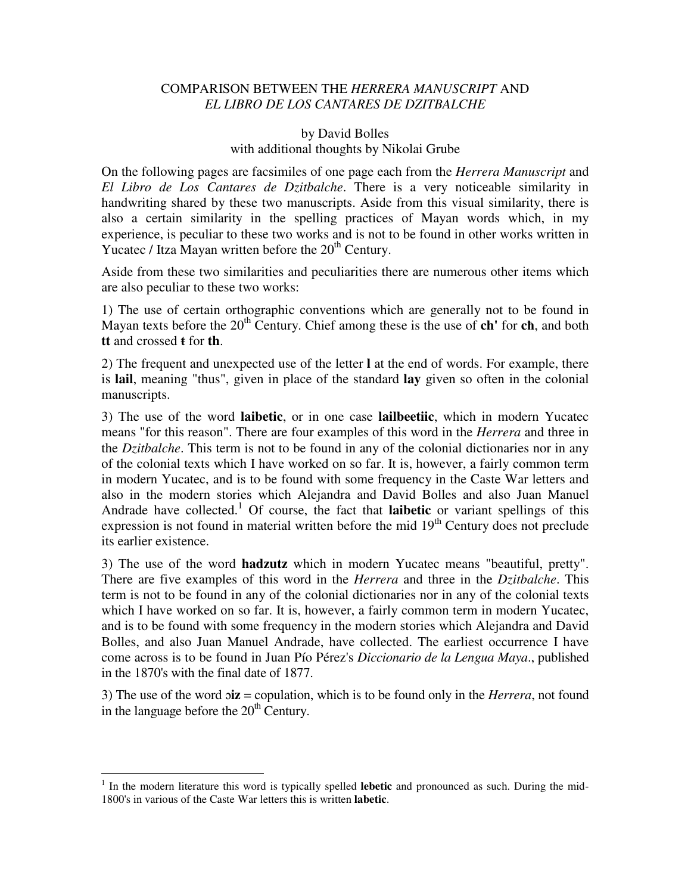# COMPARISON BETWEEN THE *HERRERA MANUSCRIPT* AND *EL LIBRO DE LOS CANTARES DE DZITBALCHE*

by David Bolles
with additional thoughts by Nikolai Grube

On the following pages are facsimiles of one page each from the *Herrera Manuscript* and *El Libro de Los Cantares de Dzitbalche*. There is a very noticeable similarity in handwriting shared by these two manuscripts. Aside from this visual similarity, there is also a certain similarity in the spelling practices of Mayan words which, in my experience, is peculiar to these two works and is not to be found in other works written in Yucatec / Itza Mayan written before the 20th Century.

Aside from these two similarities and peculiarities there are numerous other items which are also peculiar to these two works:

1) The use of certain orthographic conventions which are generally not to be found in Mayan texts before the 20th Century. Chief among these is the use of **ch'** for **cħ**, and both **tt** and crossed **ŧ** for **th**.

2) The frequent and unexpected use of the letter **l** at the end of words. For example, there is **lail**, meaning "thus", given in place of the standard **lay** given so often in the colonial manuscripts.

3) The use of the word **laibetic**, or in one case **lailbeetiic**, which in modern Yucatec means "for this reason". There are four examples of this word in the *Herrera* and three in the *Dzitbalche*. This term is not to be found in any of the colonial dictionaries nor in any of the colonial texts which I have worked on so far. It is, however, a fairly common term in modern Yucatec, and is to be found with some frequency in the Caste War letters and also in the modern stories which Alejandra and David Bolles and also Juan Manuel Andrade have collected.[1] Of course, the fact that **laibetic** or variant spellings of this expression is not found in material written before the mid 19th Century does not preclude its earlier existence.

3) The use of the word **hadzutz** which in modern Yucatec means "beautiful, pretty". There are five examples of this word in the *Herrera* and three in the *Dzitbalche*. This term is not to be found in any of the colonial dictionaries nor in any of the colonial texts which I have worked on so far. It is, however, a fairly common term in modern Yucatec, and is to be found with some frequency in the modern stories which Alejandra and David Bolles, and also Juan Manuel Andrade, have collected. The earliest occurrence I have come across is to be found in Juan Pío Pérez's *Diccionario de la Lengua Maya*., published in the 1870's with the final date of 1877.

3) The use of the word **ɔiz** = copulation, which is to be found only in the *Herrera*, not found in the language before the 20th Century.

---

[1] In the modern literature this word is typically spelled **lebetic** and pronounced as such. During the mid-1800's in various of the Caste War letters this is written **labetic**.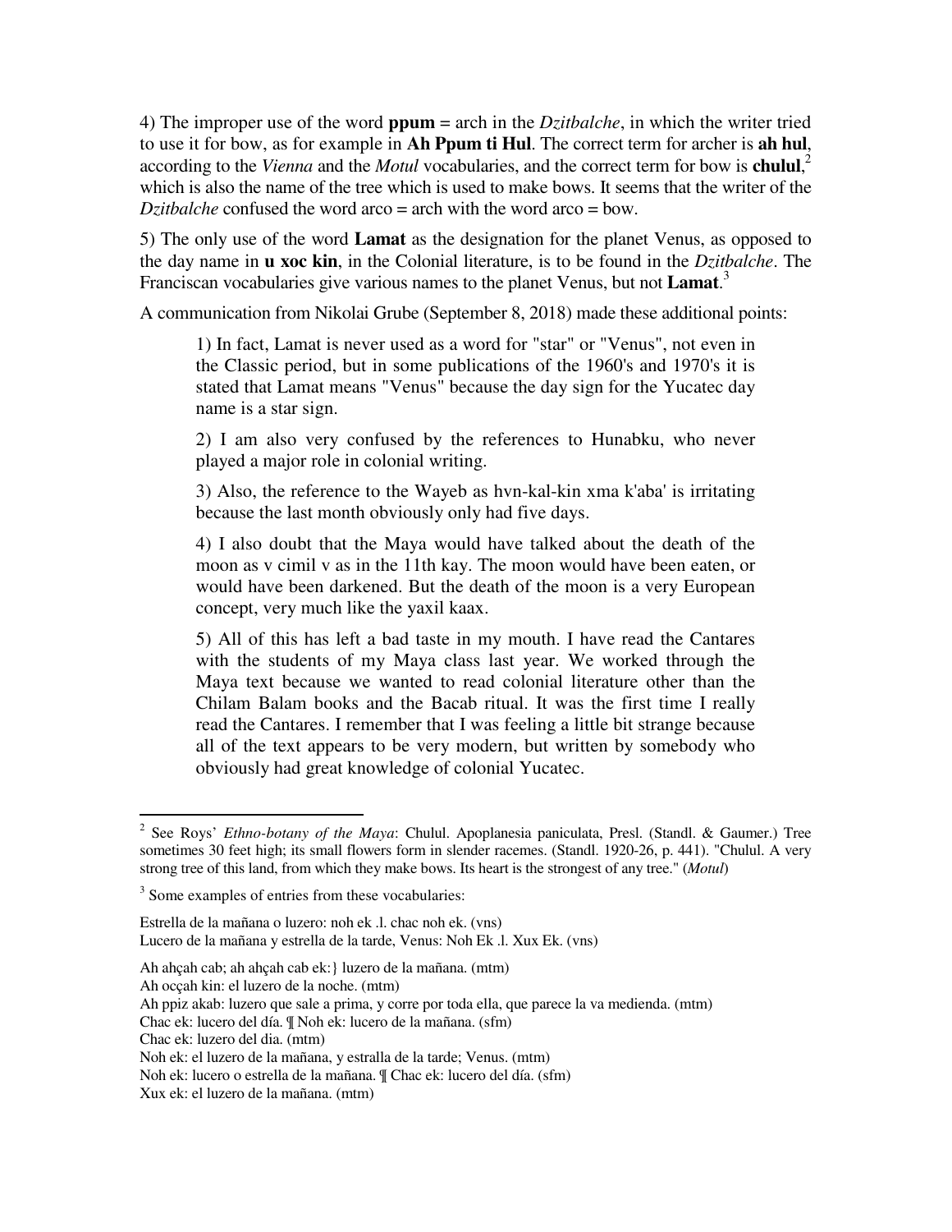4) The improper use of the word **ppum** = arch in the *Dzitbalche*, in which the writer tried to use it for bow, as for example in **Ah Ppum ti Hul**. The correct term for archer is **ah hul**, according to the *Vienna* and the *Motul* vocabularies, and the correct term for bow is **chulul**,[2] which is also the name of the tree which is used to make bows. It seems that the writer of the *Dzitbalche* confused the word arco = arch with the word arco = bow.

5) The only use of the word **Lamat** as the designation for the planet Venus, as opposed to the day name in **u xoc kin**, in the Colonial literature, is to be found in the *Dzitbalche*. The Franciscan vocabularies give various names to the planet Venus, but not **Lamat**.[3]

A communication from Nikolai Grube (September 8, 2018) made these additional points:

> 1) In fact, Lamat is never used as a word for "star" or "Venus", not even in the Classic period, but in some publications of the 1960's and 1970's it is stated that Lamat means "Venus" because the day sign for the Yucatec day name is a star sign.
>
> 2) I am also very confused by the references to Hunabku, who never played a major role in colonial writing.
>
> 3) Also, the reference to the Wayeb as hvn-kal-kin xma k'aba' is irritating because the last month obviously only had five days.
>
> 4) I also doubt that the Maya would have talked about the death of the moon as v cimil v as in the 11th kay. The moon would have been eaten, or would have been darkened. But the death of the moon is a very European concept, very much like the yaxil kaax.
>
> 5) All of this has left a bad taste in my mouth. I have read the Cantares with the students of my Maya class last year. We worked through the Maya text because we wanted to read colonial literature other than the Chilam Balam books and the Bacab ritual. It was the first time I really read the Cantares. I remember that I was feeling a little bit strange because all of the text appears to be very modern, but written by somebody who obviously had great knowledge of colonial Yucatec.

---

[2] See Roys' *Ethno-botany of the Maya*: Chulul. Apoplanesia paniculata, Presl. (Standl. & Gaumer.) Tree sometimes 30 feet high; its small flowers form in slender racemes. (Standl. 1920-26, p. 441). "Chulul. A very strong tree of this land, from which they make bows. Its heart is the strongest of any tree." (*Motul*)

[3] Some examples of entries from these vocabularies:

Estrella de la mañana o luzero: noh ek .l. chac noh ek. (vns)
Lucero de la mañana y estrella de la tarde, Venus: Noh Ek .l. Xux Ek. (vns)

Ah ahçah cab; ah ahçah cab ek:} luzero de la mañana. (mtm)
Ah occah kin: el luzero de la noche. (mtm)
Ah ppiz akab: luzero que sale a prima, y corre por toda ella, que parece la va medienda. (mtm)
Chac ek: lucero del día. ¶ Noh ek: lucero de la mañana. (sfm)
Chac ek: luzero del dia. (mtm)
Noh ek: el luzero de la mañana, y estralla de la tarde; Venus. (mtm)
Noh ek: lucero o estrella de la mañana. ¶ Chac ek: lucero del día. (sfm)
Xux ek: el luzero de la mañana. (mtm)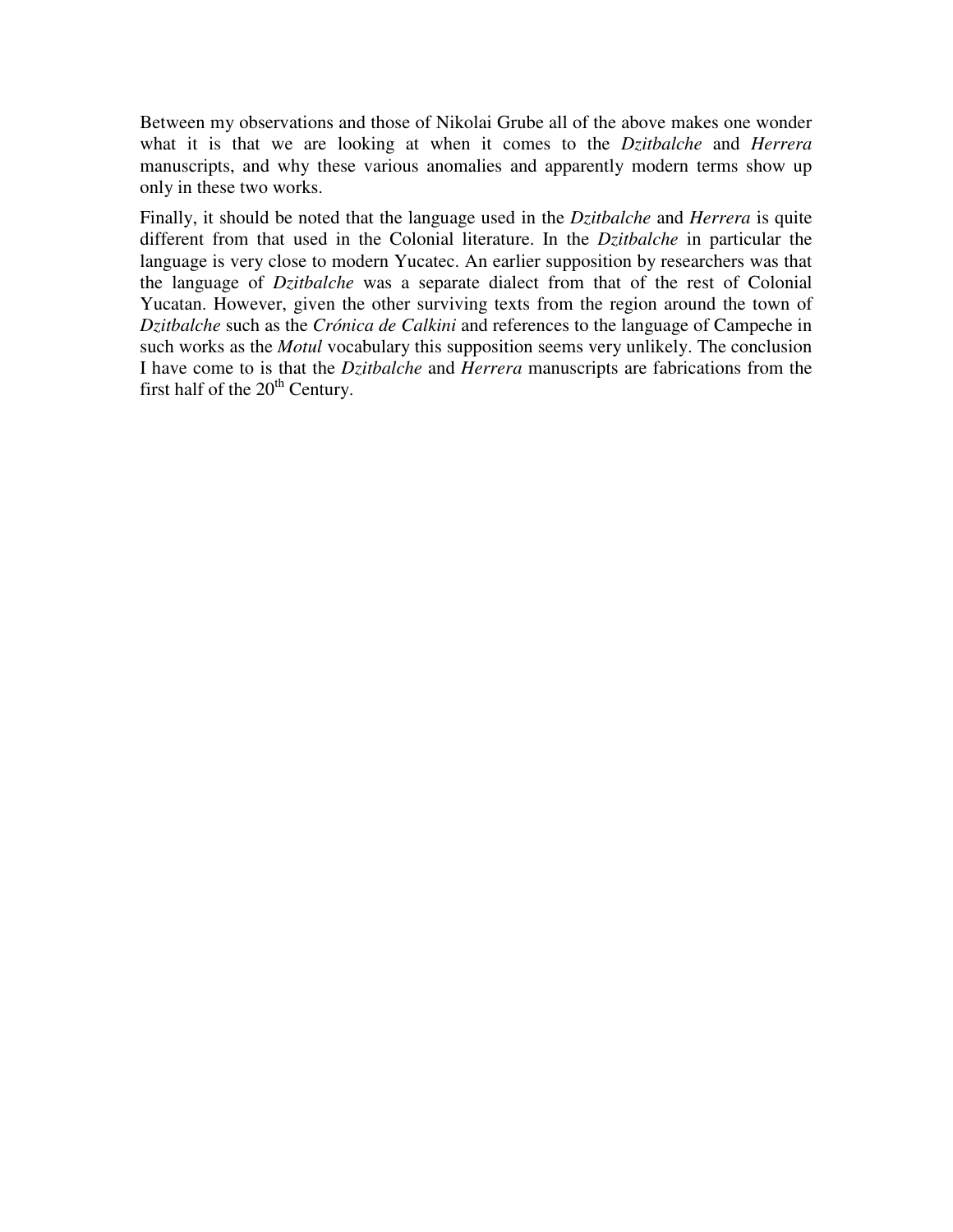Between my observations and those of Nikolai Grube all of the above makes one wonder what it is that we are looking at when it comes to the *Dzitbalche* and *Herrera* manuscripts, and why these various anomalies and apparently modern terms show up only in these two works.

Finally, it should be noted that the language used in the *Dzitbalche* and *Herrera* is quite different from that used in the Colonial literature. In the *Dzitbalche* in particular the language is very close to modern Yucatec. An earlier supposition by researchers was that the language of *Dzitbalche* was a separate dialect from that of the rest of Colonial Yucatan. However, given the other surviving texts from the region around the town of *Dzitbalche* such as the *Crónica de Calkini* and references to the language of Campeche in such works as the *Motul* vocabulary this supposition seems very unlikely. The conclusion I have come to is that the *Dzitbalche* and *Herrera* manuscripts are fabrications from the first half of the 20th Century.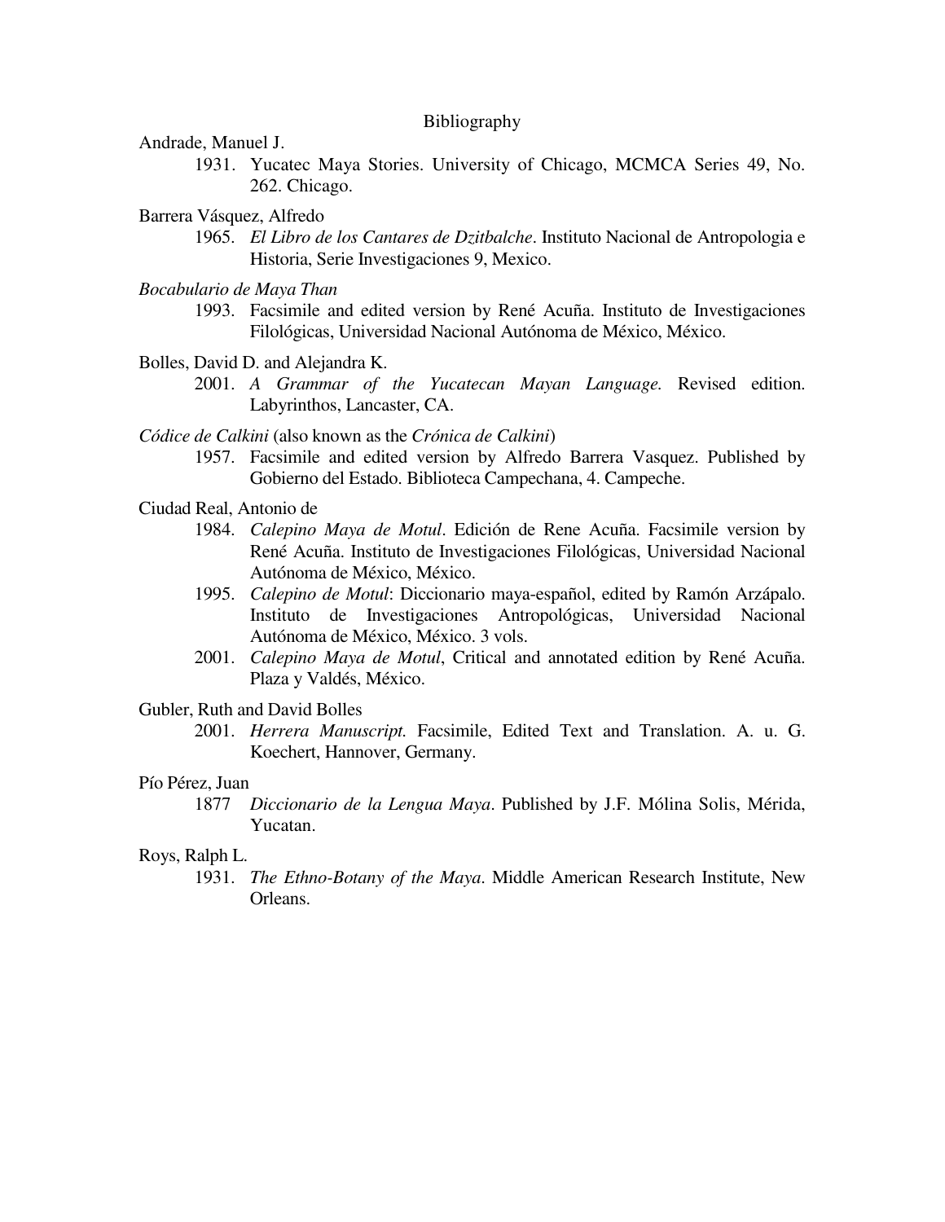# Bibliography

Andrade, Manuel J.

1931. Yucatec Maya Stories. University of Chicago, MCMCA Series 49, No. 262. Chicago.

Barrera Vásquez, Alfredo

1965. *El Libro de los Cantares de Dzitbalche*. Instituto Nacional de Antropologia e Historia, Serie Investigaciones 9, Mexico.

*Bocabulario de Maya Than*

1993. Facsimile and edited version by René Acuña. Instituto de Investigaciones Filológicas, Universidad Nacional Autónoma de México, México.

Bolles, David D. and Alejandra K.

2001. *A Grammar of the Yucatecan Mayan Language.* Revised edition. Labyrinthos, Lancaster, CA.

*Códice de Calkini* (also known as the *Crónica de Calkini*)

1957. Facsimile and edited version by Alfredo Barrera Vasquez. Published by Gobierno del Estado. Biblioteca Campechana, 4. Campeche.

Ciudad Real, Antonio de

1984. *Calepino Maya de Motul*. Edición de Rene Acuña. Facsimile version by René Acuña. Instituto de Investigaciones Filológicas, Universidad Nacional Autónoma de México, México.

1995. *Calepino de Motul*: Diccionario maya-español, edited by Ramón Arzápalo. Instituto de Investigaciones Antropológicas, Universidad Nacional Autónoma de México, México. 3 vols.

2001. *Calepino Maya de Motul*, Critical and annotated edition by René Acuña. Plaza y Valdés, México.

Gubler, Ruth and David Bolles

2001. *Herrera Manuscript.* Facsimile, Edited Text and Translation. A. u. G. Koechert, Hannover, Germany.

Pío Pérez, Juan

1877 *Diccionario de la Lengua Maya*. Published by J.F. Mólina Solis, Mérida, Yucatan.

Roys, Ralph L.

1931. *The Ethno-Botany of the Maya*. Middle American Research Institute, New Orleans.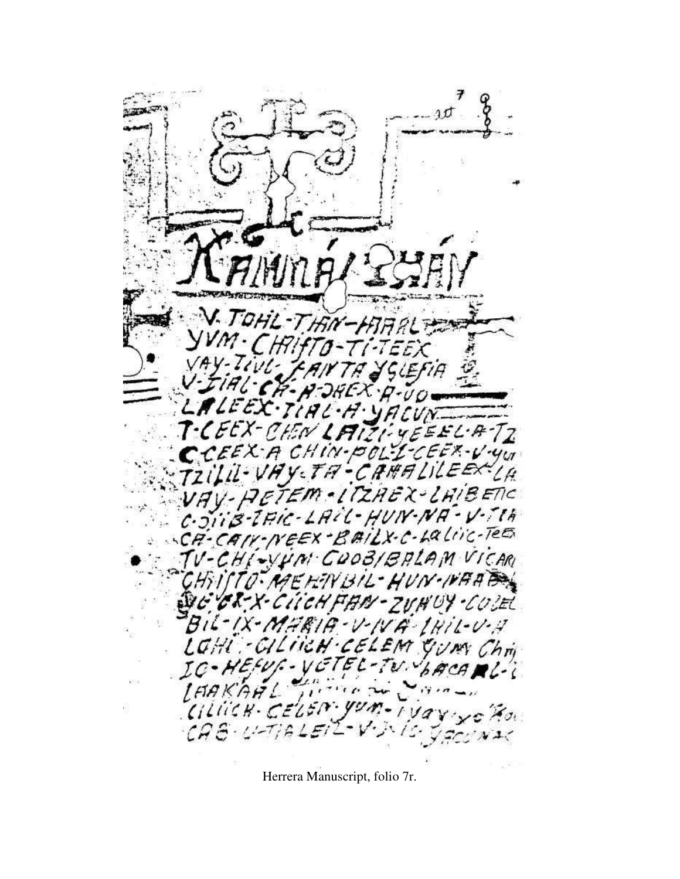KAHMÁL THÁN

V·TOHL-THAN-HAAL
YVM-CHRISTO-TI-TEEX
VAY-TIUL-SANTA YGLESIA
V-TIAL-CA-A·OHEX·A·VO
LALEEX·TIAL·A·YACUN
T-CEEX-CHEN LAIZI-YEEEL·A·TZ
C-CEEX-A CHIN-POL-I-CEEX-V-YU
TZILIL-VAY-TA-CAMALILEEX-LA
VAY-AETEM·ITZAEX-LHIBETIC
C-OIIB-TAIC-LAIL-HUN-NA-V-TIA
CA-CAN-NEEX-BAILX-C-LALIIC-TEEX
TV-CHI-YUM COOBIBALAM VICARI
CHRISTO-MEHANBIL-HUN-NAAB
YEEX-X-CIICHPAN-ZUHUY-COLEL
BIL-IX-MARIA-V-NA-IHIL-V-A
LOHI·-CILIICH·CELEM YUM Chri
IC-HESUS-YETEL-TV-HACAL-
LAAKAAL
CILIICH·CELEM·YUM-I VAY-XO
CAB-U-TIALEIL-V-OIC-YACUNA

Herrera Manuscript, folio 7r.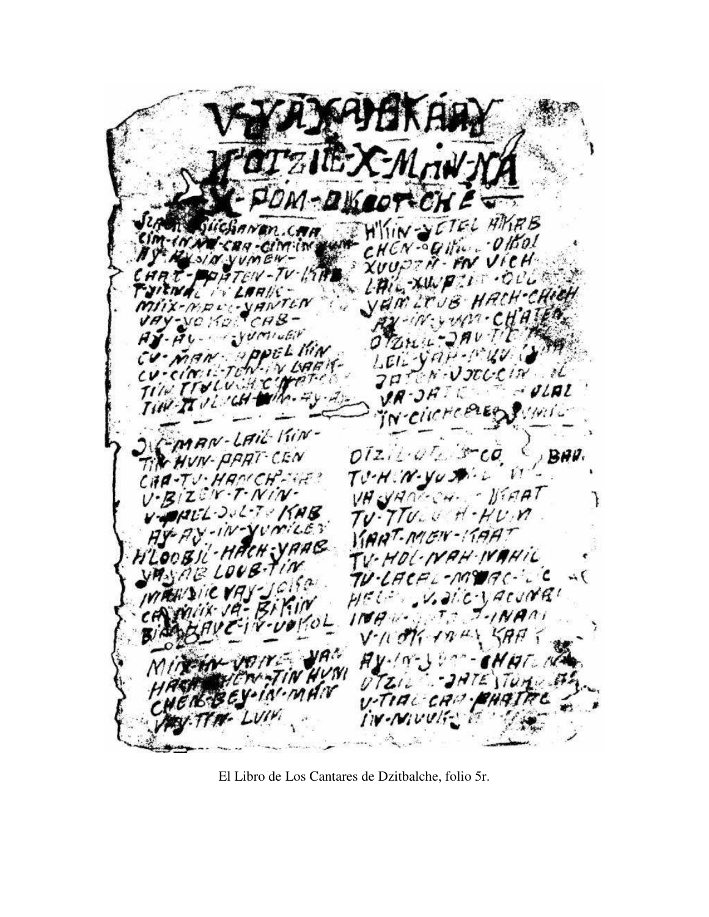El Libro de Los Cantares de Dzitbalche, folio 5r.